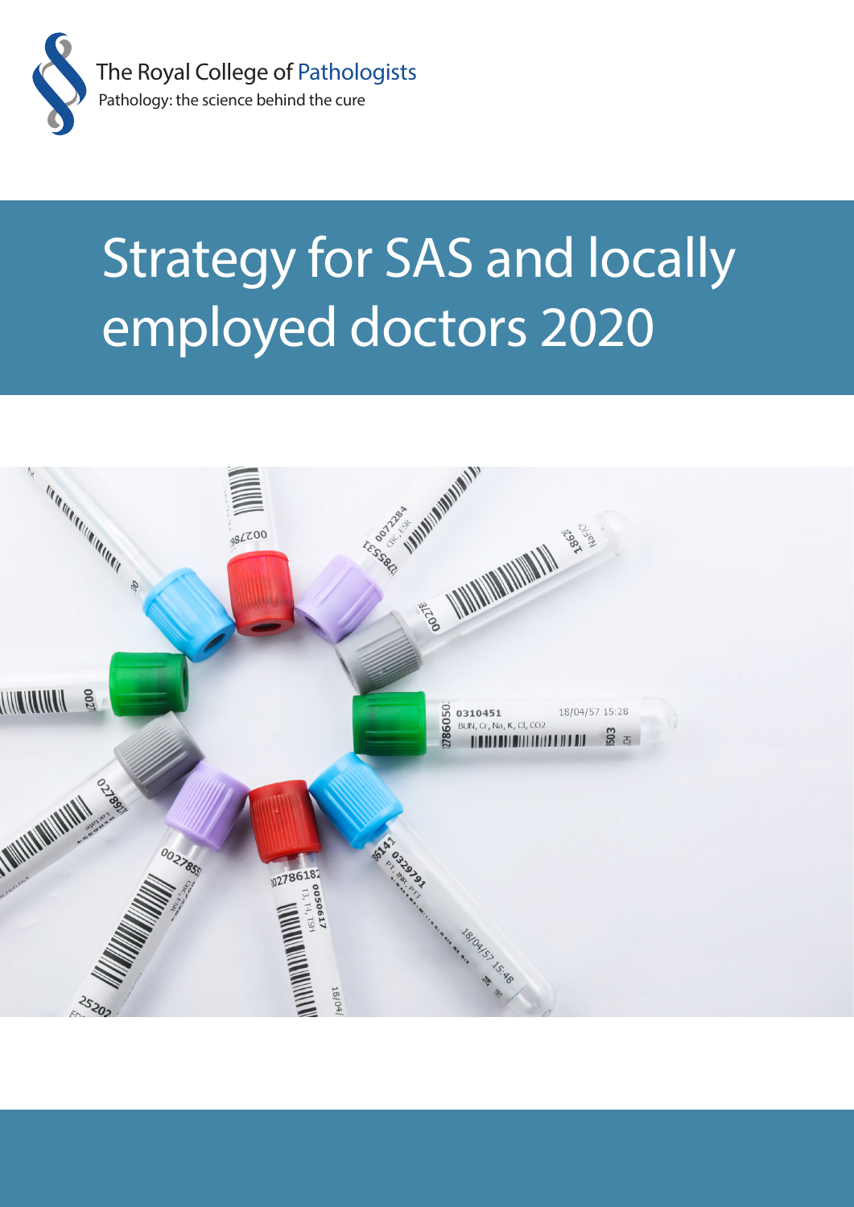The Royal College of Pathologists

Pathology: the science behind the cure

# Strategy for SAS and locally employed doctors 2020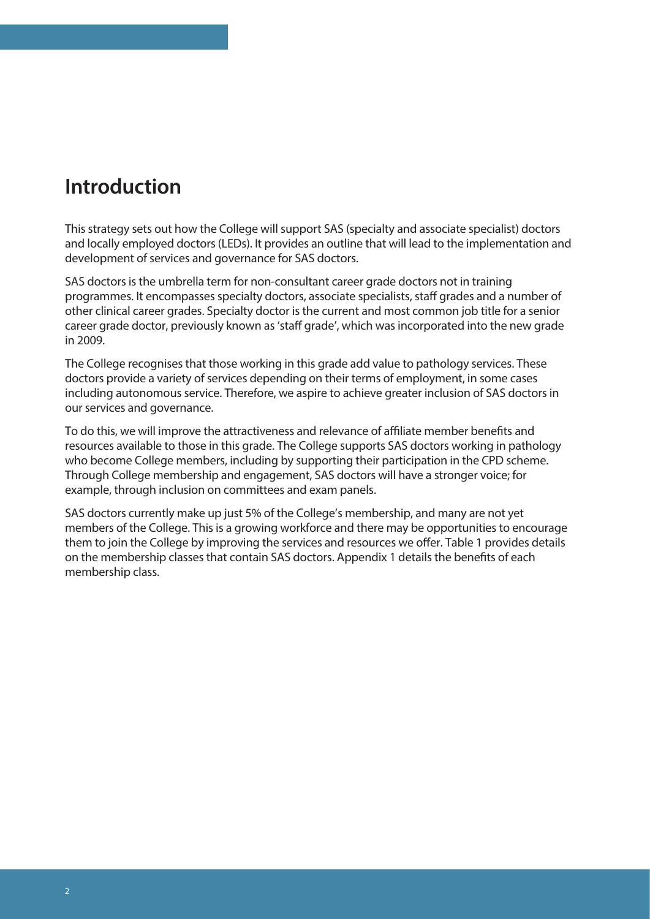## Introduction

This strategy sets out how the College will support SAS (specialty and associate specialist) doctors and locally employed doctors (LEDs). It provides an outline that will lead to the implementation and development of services and governance for SAS doctors.

SAS doctors is the umbrella term for non-consultant career grade doctors not in training programmes. It encompasses specialty doctors, associate specialists, staff grades and a number of other clinical career grades. Specialty doctor is the current and most common job title for a senior career grade doctor, previously known as 'staff grade', which was incorporated into the new grade in 2009.

The College recognises that those working in this grade add value to pathology services. These doctors provide a variety of services depending on their terms of employment, in some cases including autonomous service. Therefore, we aspire to achieve greater inclusion of SAS doctors in our services and governance.

To do this, we will improve the attractiveness and relevance of affiliate member benefits and resources available to those in this grade. The College supports SAS doctors working in pathology who become College members, including by supporting their participation in the CPD scheme. Through College membership and engagement, SAS doctors will have a stronger voice; for example, through inclusion on committees and exam panels.

SAS doctors currently make up just 5% of the College's membership, and many are not yet members of the College. This is a growing workforce and there may be opportunities to encourage them to join the College by improving the services and resources we offer. Table 1 provides details on the membership classes that contain SAS doctors. Appendix 1 details the benefits of each membership class.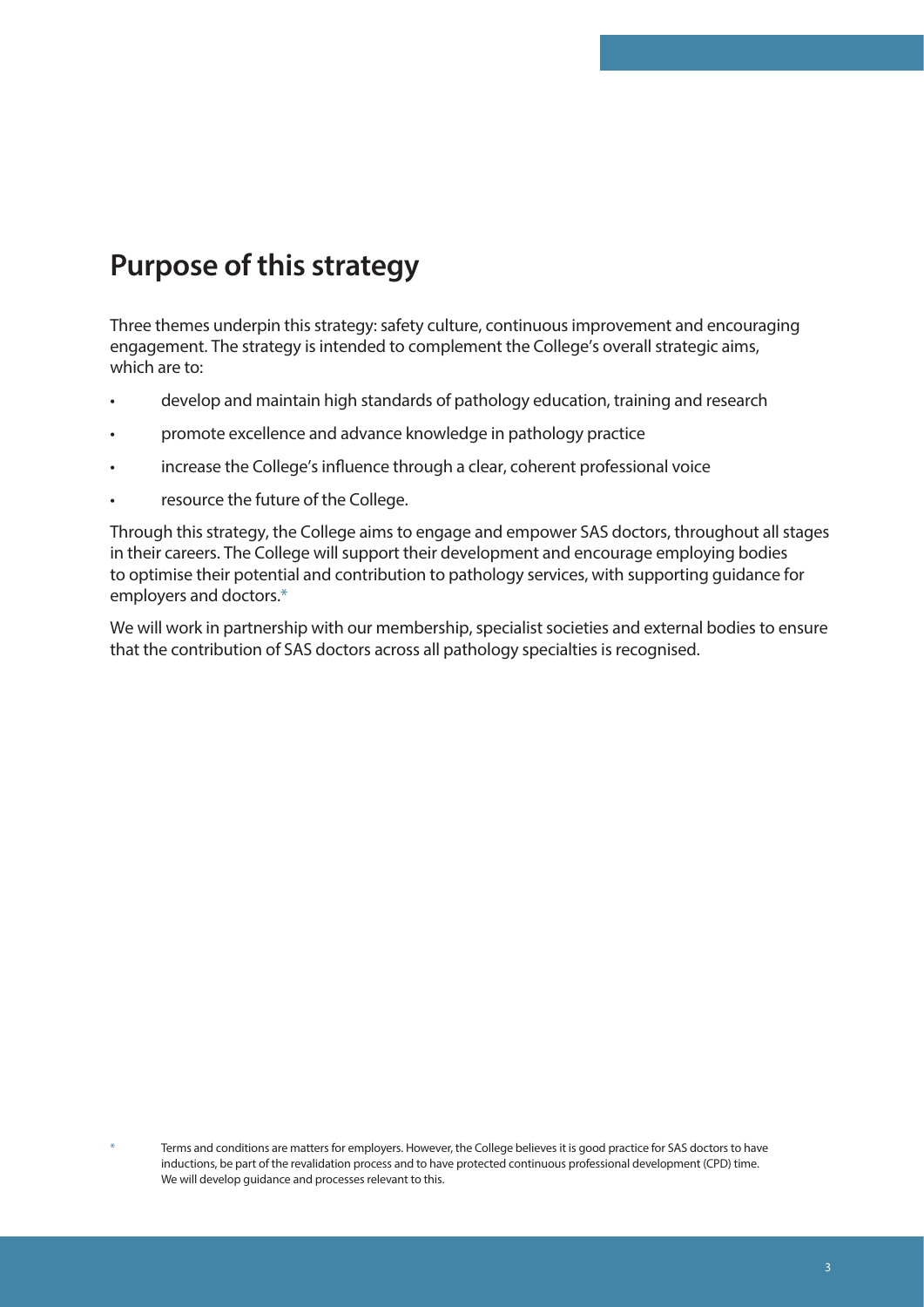## Purpose of this strategy

Three themes underpin this strategy: safety culture, continuous improvement and encouraging engagement. The strategy is intended to complement the College's overall strategic aims, which are to:

- develop and maintain high standards of pathology education, training and research
- promote excellence and advance knowledge in pathology practice
- increase the College's influence through a clear, coherent professional voice
- resource the future of the College.

Through this strategy, the College aims to engage and empower SAS doctors, throughout all stages in their careers. The College will support their development and encourage employing bodies to optimise their potential and contribution to pathology services, with supporting guidance for employers and doctors.*

We will work in partnership with our membership, specialist societies and external bodies to ensure that the contribution of SAS doctors across all pathology specialties is recognised.

\* Terms and conditions are matters for employers. However, the College believes it is good practice for SAS doctors to have inductions, be part of the revalidation process and to have protected continuous professional development (CPD) time. We will develop guidance and processes relevant to this.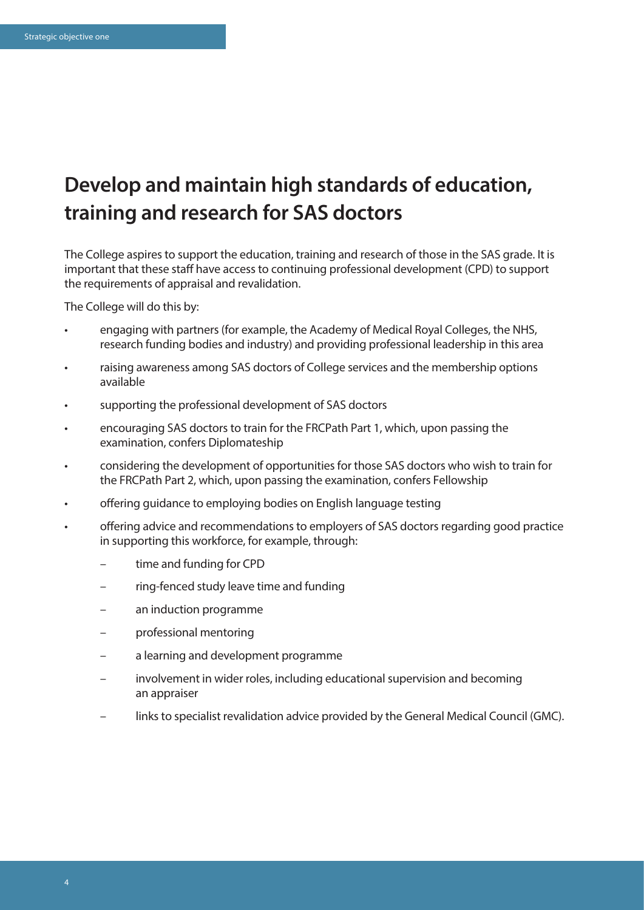## Develop and maintain high standards of education, training and research for SAS doctors

The College aspires to support the education, training and research of those in the SAS grade. It is important that these staff have access to continuing professional development (CPD) to support the requirements of appraisal and revalidation.

The College will do this by:

- engaging with partners (for example, the Academy of Medical Royal Colleges, the NHS, research funding bodies and industry) and providing professional leadership in this area
- raising awareness among SAS doctors of College services and the membership options available
- supporting the professional development of SAS doctors
- encouraging SAS doctors to train for the FRCPath Part 1, which, upon passing the examination, confers Diplomateship
- considering the development of opportunities for those SAS doctors who wish to train for the FRCPath Part 2, which, upon passing the examination, confers Fellowship
- offering guidance to employing bodies on English language testing
- offering advice and recommendations to employers of SAS doctors regarding good practice in supporting this workforce, for example, through:
  - time and funding for CPD
  - ring-fenced study leave time and funding
  - an induction programme
  - professional mentoring
  - a learning and development programme
  - involvement in wider roles, including educational supervision and becoming an appraiser
  - links to specialist revalidation advice provided by the General Medical Council (GMC).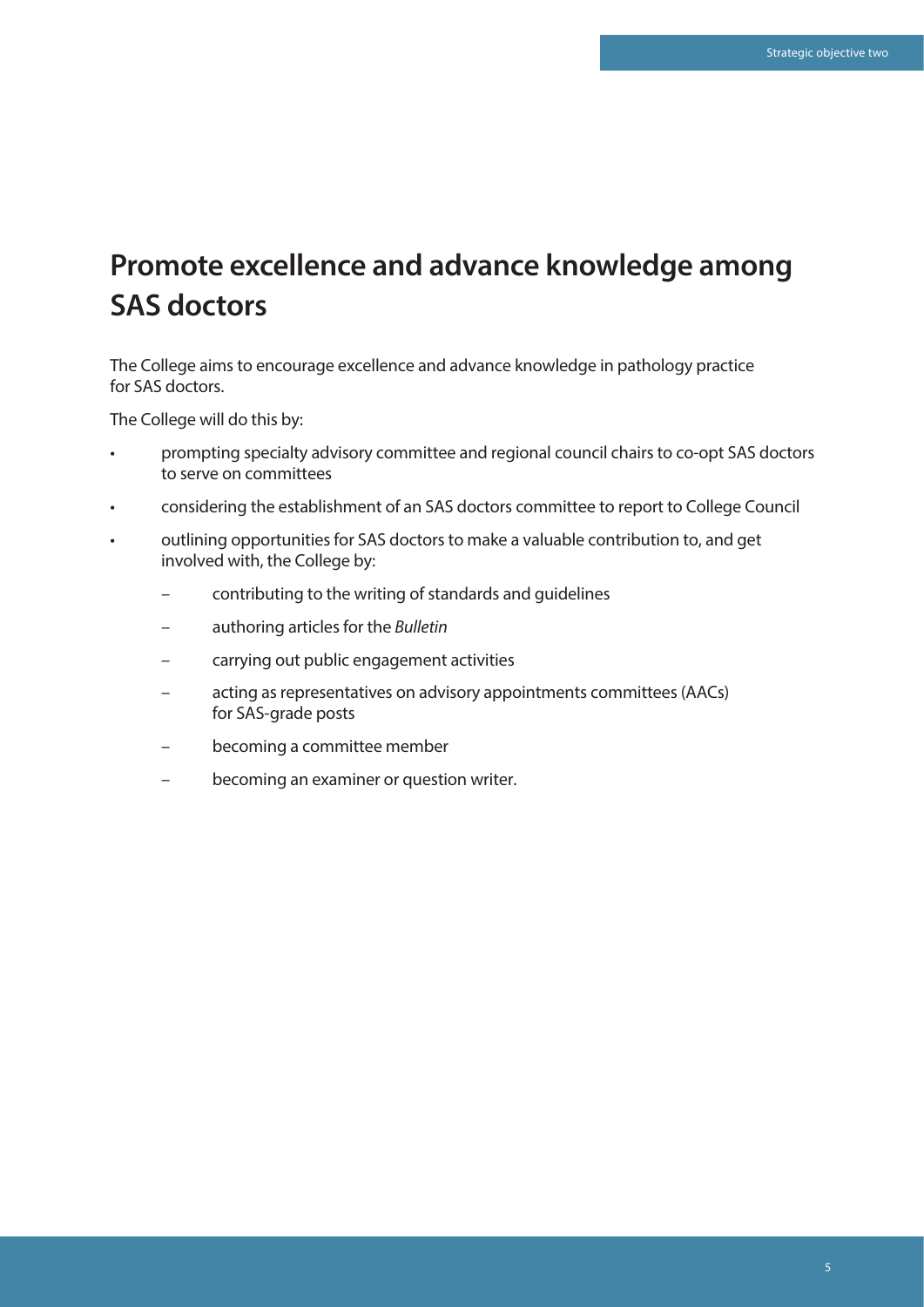# Promote excellence and advance knowledge among SAS doctors

The College aims to encourage excellence and advance knowledge in pathology practice for SAS doctors.

The College will do this by:

- prompting specialty advisory committee and regional council chairs to co-opt SAS doctors to serve on committees
- considering the establishment of an SAS doctors committee to report to College Council
- outlining opportunities for SAS doctors to make a valuable contribution to, and get involved with, the College by:
  - contributing to the writing of standards and guidelines
  - authoring articles for the *Bulletin*
  - carrying out public engagement activities
  - acting as representatives on advisory appointments committees (AACs) for SAS-grade posts
  - becoming a committee member
  - becoming an examiner or question writer.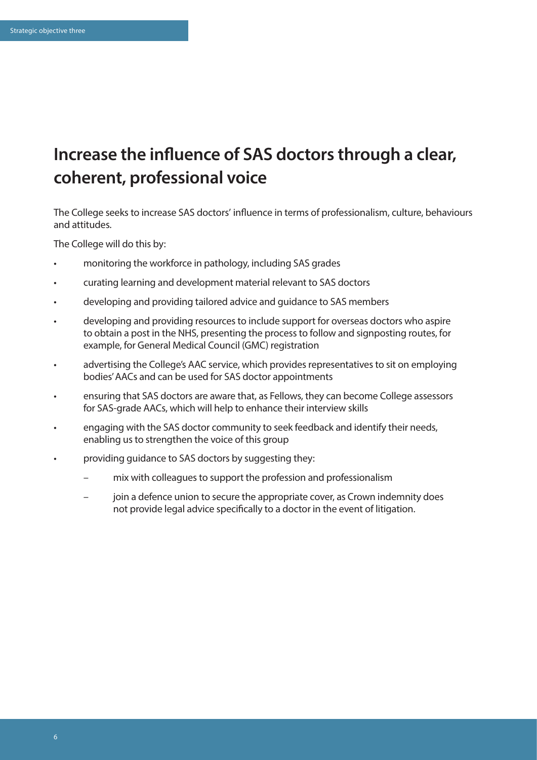# Increase the influence of SAS doctors through a clear, coherent, professional voice

The College seeks to increase SAS doctors' influence in terms of professionalism, culture, behaviours and attitudes.

The College will do this by:

- monitoring the workforce in pathology, including SAS grades
- curating learning and development material relevant to SAS doctors
- developing and providing tailored advice and guidance to SAS members
- developing and providing resources to include support for overseas doctors who aspire to obtain a post in the NHS, presenting the process to follow and signposting routes, for example, for General Medical Council (GMC) registration
- advertising the College's AAC service, which provides representatives to sit on employing bodies' AACs and can be used for SAS doctor appointments
- ensuring that SAS doctors are aware that, as Fellows, they can become College assessors for SAS-grade AACs, which will help to enhance their interview skills
- engaging with the SAS doctor community to seek feedback and identify their needs, enabling us to strengthen the voice of this group
- providing guidance to SAS doctors by suggesting they:
  - mix with colleagues to support the profession and professionalism
  - join a defence union to secure the appropriate cover, as Crown indemnity does not provide legal advice specifically to a doctor in the event of litigation.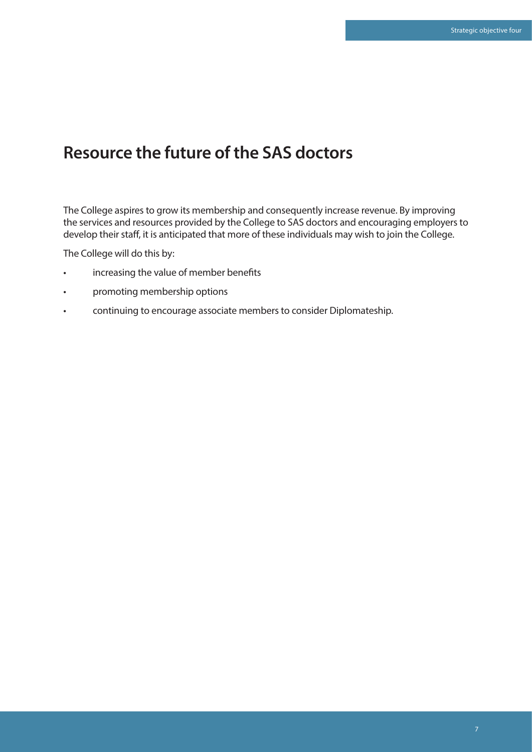## Resource the future of the SAS doctors

The College aspires to grow its membership and consequently increase revenue. By improving the services and resources provided by the College to SAS doctors and encouraging employers to develop their staff, it is anticipated that more of these individuals may wish to join the College.

The College will do this by:

- increasing the value of member benefits
- promoting membership options
- continuing to encourage associate members to consider Diplomateship.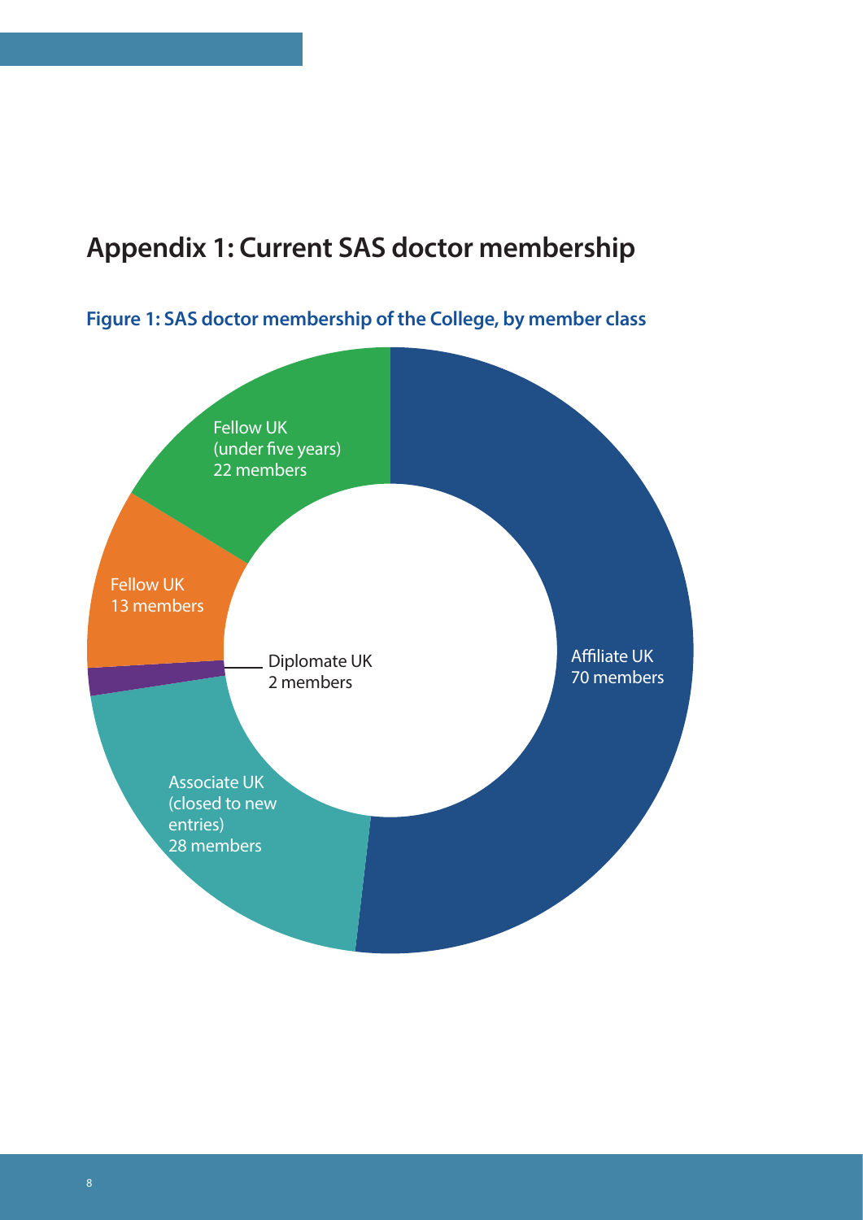# Appendix 1: Current SAS doctor membership

**Figure 1: SAS doctor membership of the College, by member class**

Affiliate UK
70 members

Associate UK
(closed to new
entries)
28 members

Diplomate UK
2 members

Fellow UK
13 members

Fellow UK
(under five years)
22 members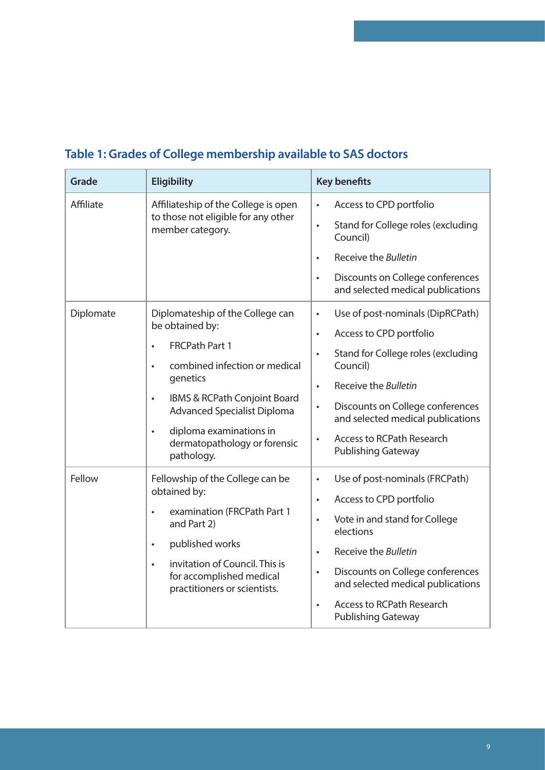## Table 1: Grades of College membership available to SAS doctors

| Grade | Eligibility | Key benefits |
|---|---|---|
| Affiliate | Affiliateship of the College is open to those not eligible for any other member category. | • Access to CPD portfolio<br>• Stand for College roles (excluding Council)<br>• Receive the *Bulletin*<br>• Discounts on College conferences and selected medical publications |
| Diplomate | Diplomateship of the College can be obtained by:<br>• FRCPath Part 1<br>• combined infection or medical genetics<br>• IBMS & RCPath Conjoint Board Advanced Specialist Diploma<br>• diploma examinations in dermatopathology or forensic pathology. | • Use of post-nominals (DipRCPath)<br>• Access to CPD portfolio<br>• Stand for College roles (excluding Council)<br>• Receive the *Bulletin*<br>• Discounts on College conferences and selected medical publications<br>• Access to RCPath Research Publishing Gateway |
| Fellow | Fellowship of the College can be obtained by:<br>• examination (FRCPath Part 1 and Part 2)<br>• published works<br>• invitation of Council. This is for accomplished medical practitioners or scientists. | • Use of post-nominals (FRCPath)<br>• Access to CPD portfolio<br>• Vote in and stand for College elections<br>• Receive the *Bulletin*<br>• Discounts on College conferences and selected medical publications<br>• Access to RCPath Research Publishing Gateway |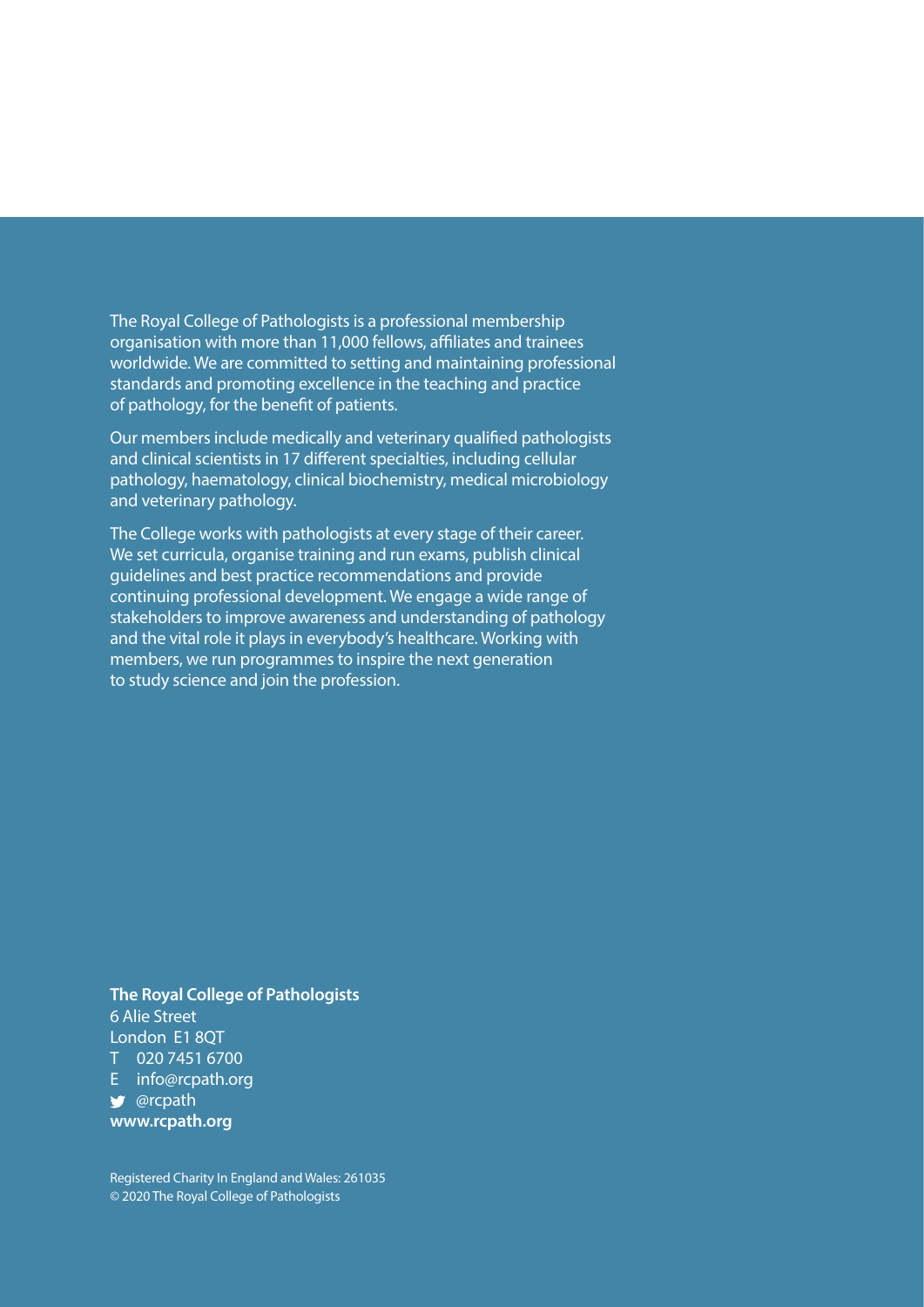The Royal College of Pathologists is a professional membership organisation with more than 11,000 fellows, affiliates and trainees worldwide. We are committed to setting and maintaining professional standards and promoting excellence in the teaching and practice of pathology, for the benefit of patients.

Our members include medically and veterinary qualified pathologists and clinical scientists in 17 different specialties, including cellular pathology, haematology, clinical biochemistry, medical microbiology and veterinary pathology.

The College works with pathologists at every stage of their career. We set curricula, organise training and run exams, publish clinical guidelines and best practice recommendations and provide continuing professional development. We engage a wide range of stakeholders to improve awareness and understanding of pathology and the vital role it plays in everybody's healthcare. Working with members, we run programmes to inspire the next generation to study science and join the profession.

**The Royal College of Pathologists**
6 Alie Street
London E1 8QT
T 020 7451 6700
E info@rcpath.org
@rcpath
**www.rcpath.org**

Registered Charity In England and Wales: 261035
© 2020 The Royal College of Pathologists